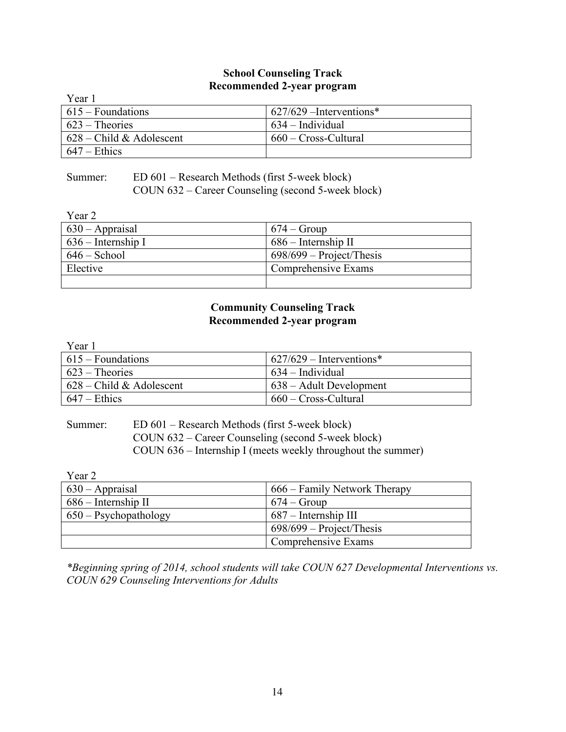## School Counseling Track
## Recommended 2-year program

Year 1

| | |
|---|---|
| 615 – Foundations | 627/629 –Interventions* |
| 623 – Theories | 634 – Individual |
| 628 – Child & Adolescent | 660 – Cross-Cultural |
| 647 – Ethics | |

Summer: ED 601 – Research Methods (first 5-week block)
COUN 632 – Career Counseling (second 5-week block)

Year 2

| | |
|---|---|
| 630 – Appraisal | 674 – Group |
| 636 – Internship I | 686 – Internship II |
| 646 – School | 698/699 – Project/Thesis |
| Elective | Comprehensive Exams |
| | |

## Community Counseling Track
## Recommended 2-year program

Year 1

| | |
|---|---|
| 615 – Foundations | 627/629 – Interventions* |
| 623 – Theories | 634 – Individual |
| 628 – Child & Adolescent | 638 – Adult Development |
| 647 – Ethics | 660 – Cross-Cultural |

Summer: ED 601 – Research Methods (first 5-week block)
COUN 632 – Career Counseling (second 5-week block)
COUN 636 – Internship I (meets weekly throughout the summer)

Year 2

| | |
|---|---|
| 630 – Appraisal | 666 – Family Network Therapy |
| 686 – Internship II | 674 – Group |
| 650 – Psychopathology | 687 – Internship III |
| | 698/699 – Project/Thesis |
| | Comprehensive Exams |

*\*Beginning spring of 2014, school students will take COUN 627 Developmental Interventions vs. COUN 629 Counseling Interventions for Adults*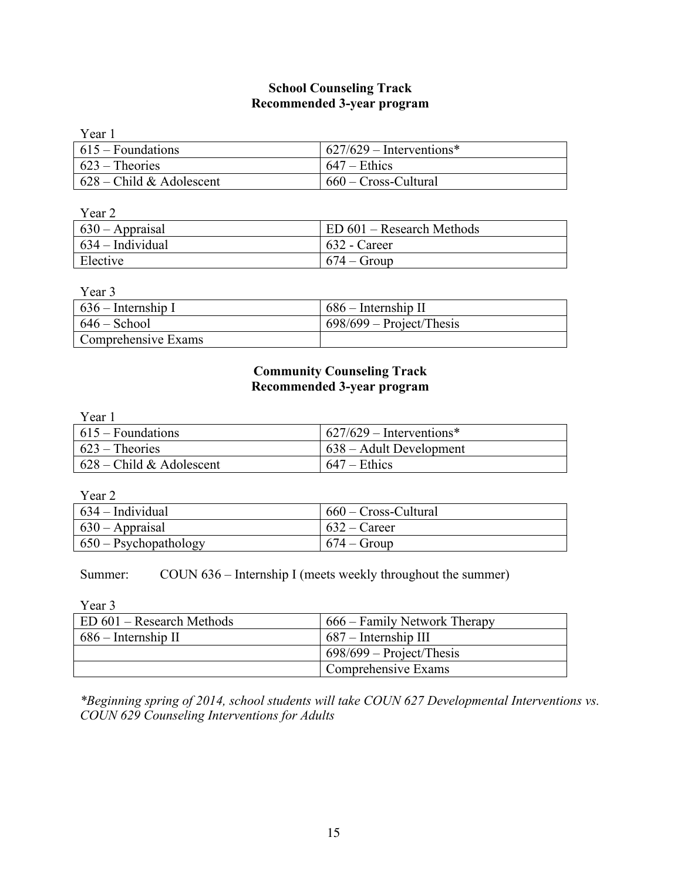## School Counseling Track
## Recommended 3-year program

Year 1

| | |
|---|---|
| 615 – Foundations | 627/629 – Interventions* |
| 623 – Theories | 647 – Ethics |
| 628 – Child & Adolescent | 660 – Cross-Cultural |

Year 2

| | |
|---|---|
| 630 – Appraisal | ED 601 – Research Methods |
| 634 – Individual | 632 - Career |
| Elective | 674 – Group |

Year 3

| | |
|---|---|
| 636 – Internship I | 686 – Internship II |
| 646 – School | 698/699 – Project/Thesis |
| Comprehensive Exams | |

## Community Counseling Track
## Recommended 3-year program

Year 1

| | |
|---|---|
| 615 – Foundations | 627/629 – Interventions* |
| 623 – Theories | 638 – Adult Development |
| 628 – Child & Adolescent | 647 – Ethics |

Year 2

| | |
|---|---|
| 634 – Individual | 660 – Cross-Cultural |
| 630 – Appraisal | 632 – Career |
| 650 – Psychopathology | 674 – Group |

Summer: COUN 636 – Internship I (meets weekly throughout the summer)

Year 3

| | |
|---|---|
| ED 601 – Research Methods | 666 – Family Network Therapy |
| 686 – Internship II | 687 – Internship III |
| | 698/699 – Project/Thesis |
| | Comprehensive Exams |

*\*Beginning spring of 2014, school students will take COUN 627 Developmental Interventions vs. COUN 629 Counseling Interventions for Adults*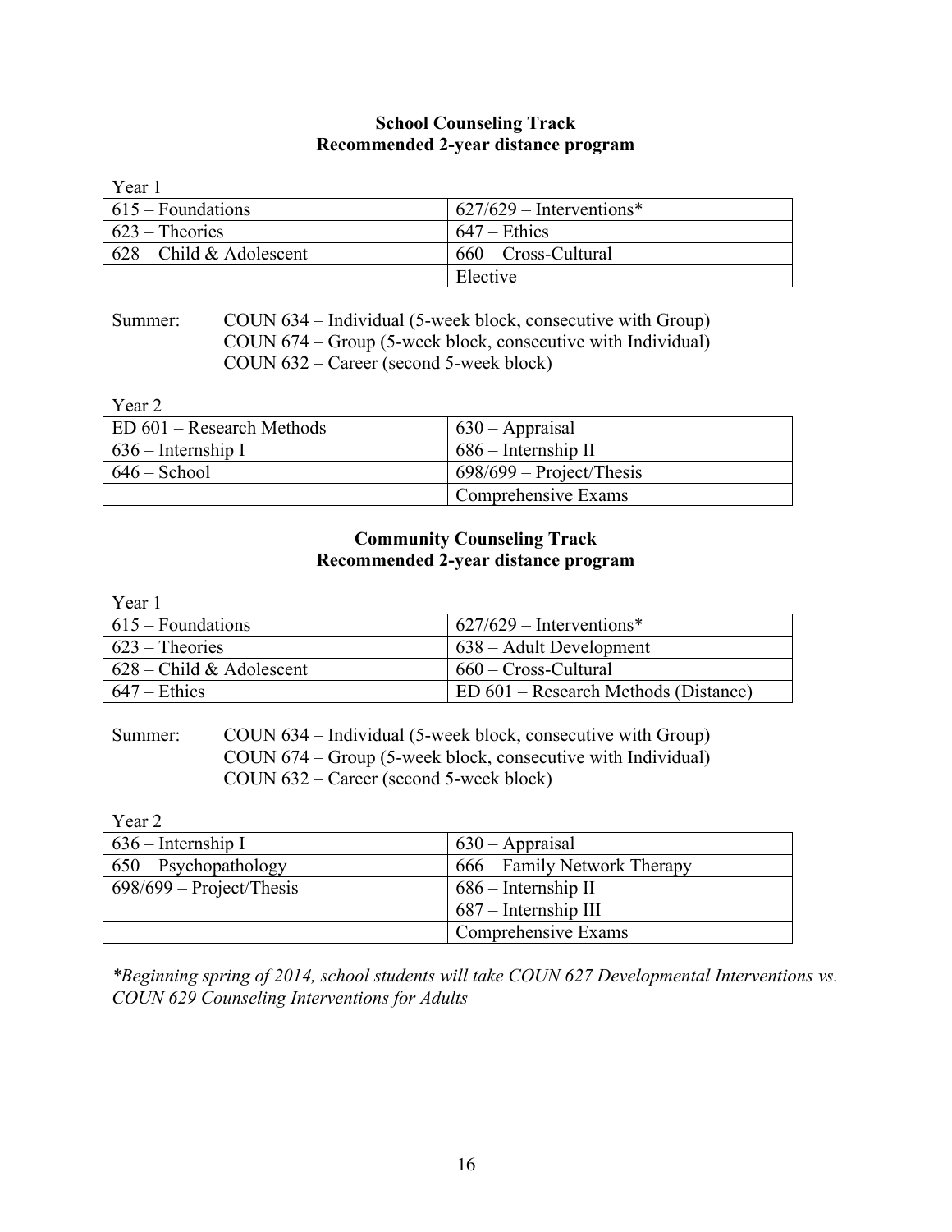**School Counseling Track**
**Recommended 2-year distance program**

Year 1

| | |
|---|---|
| 615 – Foundations | 627/629 – Interventions* |
| 623 – Theories | 647 – Ethics |
| 628 – Child & Adolescent | 660 – Cross-Cultural |
| | Elective |

Summer: COUN 634 – Individual (5-week block, consecutive with Group)
COUN 674 – Group (5-week block, consecutive with Individual)
COUN 632 – Career (second 5-week block)

Year 2

| | |
|---|---|
| ED 601 – Research Methods | 630 – Appraisal |
| 636 – Internship I | 686 – Internship II |
| 646 – School | 698/699 – Project/Thesis |
| | Comprehensive Exams |

**Community Counseling Track**
**Recommended 2-year distance program**

Year 1

| | |
|---|---|
| 615 – Foundations | 627/629 – Interventions* |
| 623 – Theories | 638 – Adult Development |
| 628 – Child & Adolescent | 660 – Cross-Cultural |
| 647 – Ethics | ED 601 – Research Methods (Distance) |

Summer: COUN 634 – Individual (5-week block, consecutive with Group)
COUN 674 – Group (5-week block, consecutive with Individual)
COUN 632 – Career (second 5-week block)

Year 2

| | |
|---|---|
| 636 – Internship I | 630 – Appraisal |
| 650 – Psychopathology | 666 – Family Network Therapy |
| 698/699 – Project/Thesis | 686 – Internship II |
| | 687 – Internship III |
| | Comprehensive Exams |

*\*Beginning spring of 2014, school students will take COUN 627 Developmental Interventions vs. COUN 629 Counseling Interventions for Adults*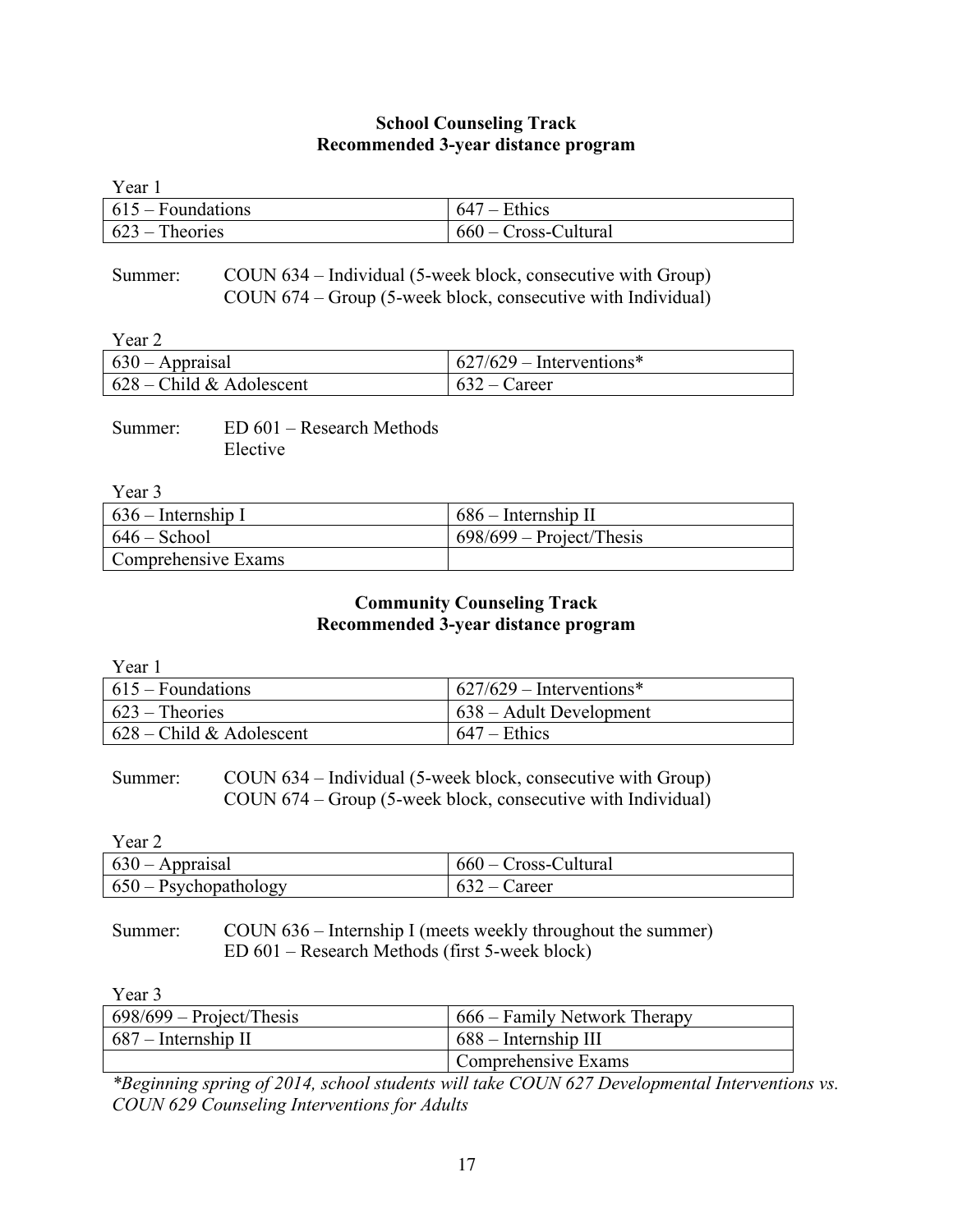**School Counseling Track**
**Recommended 3-year distance program**

Year 1

| | |
|---|---|
| 615 – Foundations | 647 – Ethics |
| 623 – Theories | 660 – Cross-Cultural |

Summer: COUN 634 – Individual (5-week block, consecutive with Group)
COUN 674 – Group (5-week block, consecutive with Individual)

Year 2

| | |
|---|---|
| 630 – Appraisal | 627/629 – Interventions* |
| 628 – Child & Adolescent | 632 – Career |

Summer: ED 601 – Research Methods
Elective

Year 3

| | |
|---|---|
| 636 – Internship I | 686 – Internship II |
| 646 – School | 698/699 – Project/Thesis |
| Comprehensive Exams | |

**Community Counseling Track**
**Recommended 3-year distance program**

Year 1

| | |
|---|---|
| 615 – Foundations | 627/629 – Interventions* |
| 623 – Theories | 638 – Adult Development |
| 628 – Child & Adolescent | 647 – Ethics |

Summer: COUN 634 – Individual (5-week block, consecutive with Group)
COUN 674 – Group (5-week block, consecutive with Individual)

Year 2

| | |
|---|---|
| 630 – Appraisal | 660 – Cross-Cultural |
| 650 – Psychopathology | 632 – Career |

Summer: COUN 636 – Internship I (meets weekly throughout the summer)
ED 601 – Research Methods (first 5-week block)

Year 3

| | |
|---|---|
| 698/699 – Project/Thesis | 666 – Family Network Therapy |
| 687 – Internship II | 688 – Internship III |
| | Comprehensive Exams |

*\*Beginning spring of 2014, school students will take COUN 627 Developmental Interventions vs. COUN 629 Counseling Interventions for Adults*